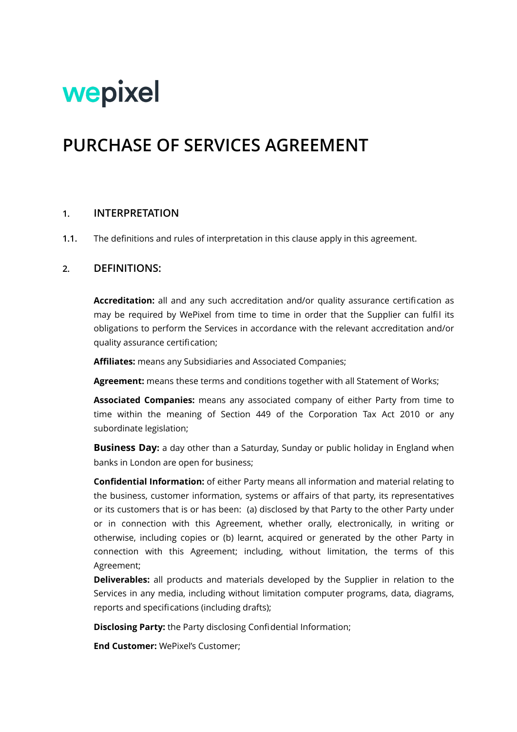wepixel

# PURCHASE OF SERVICES AGREEMENT

## 1. INTERPRETATION

**1.1.** The definitions and rules of interpretation in this clause apply in this agreement.

## 2. DEFINITIONS:

**Accreditation:** all and any such accreditation and/or quality assurance certification as may be required by WePixel from time to time in order that the Supplier can fulfil its obligations to perform the Services in accordance with the relevant accreditation and/or quality assurance certification;

**Affiliates:** means any Subsidiaries and Associated Companies;

**Agreement:** means these terms and conditions together with all Statement of Works;

**Associated Companies:** means any associated company of either Party from time to time within the meaning of Section 449 of the Corporation Tax Act 2010 or any subordinate legislation;

**Business Day:** a day other than a Saturday, Sunday or public holiday in England when banks in London are open for business;

**Confidential Information:** of either Party means all information and material relating to the business, customer information, systems or affairs of that party, its representatives or its customers that is or has been: (a) disclosed by that Party to the other Party under or in connection with this Agreement, whether orally, electronically, in writing or otherwise, including copies or (b) learnt, acquired or generated by the other Party in connection with this Agreement; including, without limitation, the terms of this Agreement;

**Deliverables:** all products and materials developed by the Supplier in relation to the Services in any media, including without limitation computer programs, data, diagrams, reports and specifications (including drafts);

**Disclosing Party:** the Party disclosing Confidential Information;

**End Customer:** WePixel's Customer;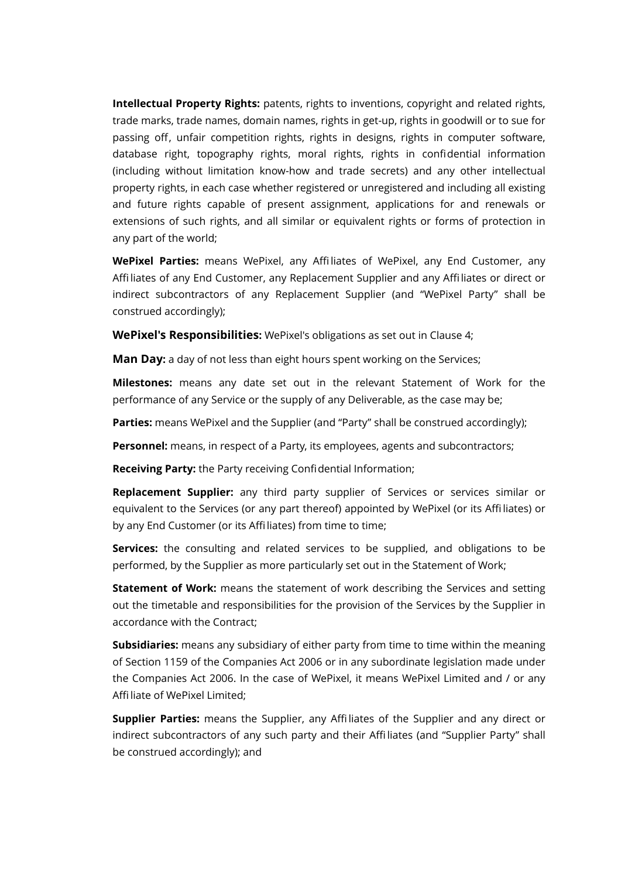**Intellectual Property Rights:** patents, rights to inventions, copyright and related rights, trade marks, trade names, domain names, rights in get-up, rights in goodwill or to sue for passing off, unfair competition rights, rights in designs, rights in computer software, database right, topography rights, moral rights, rights in confidential information (including without limitation know-how and trade secrets) and any other intellectual property rights, in each case whether registered or unregistered and including all existing and future rights capable of present assignment, applications for and renewals or extensions of such rights, and all similar or equivalent rights or forms of protection in any part of the world;

**WePixel Parties:** means WePixel, any Affiliates of WePixel, any End Customer, any Affiliates of any End Customer, any Replacement Supplier and any Affiliates or direct or indirect subcontractors of any Replacement Supplier (and "WePixel Party" shall be construed accordingly);

**WePixel's Responsibilities:** WePixel's obligations as set out in Clause 4;

**Man Day:** a day of not less than eight hours spent working on the Services;

**Milestones:** means any date set out in the relevant Statement of Work for the performance of any Service or the supply of any Deliverable, as the case may be;

**Parties:** means WePixel and the Supplier (and "Party" shall be construed accordingly);

**Personnel:** means, in respect of a Party, its employees, agents and subcontractors;

**Receiving Party:** the Party receiving Confidential Information;

**Replacement Supplier:** any third party supplier of Services or services similar or equivalent to the Services (or any part thereof) appointed by WePixel (or its Affiliates) or by any End Customer (or its Affiliates) from time to time;

**Services:** the consulting and related services to be supplied, and obligations to be performed, by the Supplier as more particularly set out in the Statement of Work;

**Statement of Work:** means the statement of work describing the Services and setting out the timetable and responsibilities for the provision of the Services by the Supplier in accordance with the Contract;

**Subsidiaries:** means any subsidiary of either party from time to time within the meaning of Section 1159 of the Companies Act 2006 or in any subordinate legislation made under the Companies Act 2006. In the case of WePixel, it means WePixel Limited and / or any Affiliate of WePixel Limited;

**Supplier Parties:** means the Supplier, any Affiliates of the Supplier and any direct or indirect subcontractors of any such party and their Affiliates (and "Supplier Party" shall be construed accordingly); and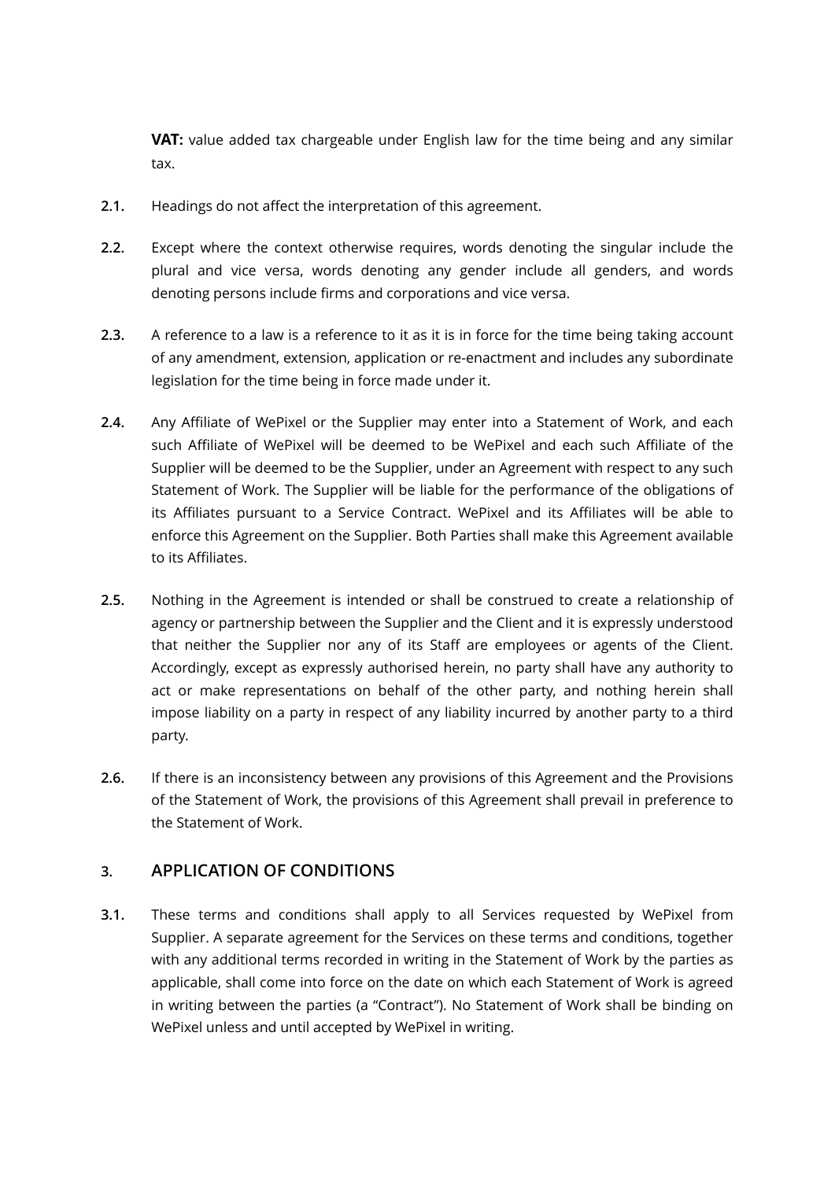**VAT:** value added tax chargeable under English law for the time being and any similar tax.

**2.1.** Headings do not affect the interpretation of this agreement.

**2.2.** Except where the context otherwise requires, words denoting the singular include the plural and vice versa, words denoting any gender include all genders, and words denoting persons include firms and corporations and vice versa.

**2.3.** A reference to a law is a reference to it as it is in force for the time being taking account of any amendment, extension, application or re-enactment and includes any subordinate legislation for the time being in force made under it.

**2.4.** Any Affiliate of WePixel or the Supplier may enter into a Statement of Work, and each such Affiliate of WePixel will be deemed to be WePixel and each such Affiliate of the Supplier will be deemed to be the Supplier, under an Agreement with respect to any such Statement of Work. The Supplier will be liable for the performance of the obligations of its Affiliates pursuant to a Service Contract. WePixel and its Affiliates will be able to enforce this Agreement on the Supplier. Both Parties shall make this Agreement available to its Affiliates.

**2.5.** Nothing in the Agreement is intended or shall be construed to create a relationship of agency or partnership between the Supplier and the Client and it is expressly understood that neither the Supplier nor any of its Staff are employees or agents of the Client. Accordingly, except as expressly authorised herein, no party shall have any authority to act or make representations on behalf of the other party, and nothing herein shall impose liability on a party in respect of any liability incurred by another party to a third party.

**2.6.** If there is an inconsistency between any provisions of this Agreement and the Provisions of the Statement of Work, the provisions of this Agreement shall prevail in preference to the Statement of Work.

## 3. APPLICATION OF CONDITIONS

**3.1.** These terms and conditions shall apply to all Services requested by WePixel from Supplier. A separate agreement for the Services on these terms and conditions, together with any additional terms recorded in writing in the Statement of Work by the parties as applicable, shall come into force on the date on which each Statement of Work is agreed in writing between the parties (a "Contract"). No Statement of Work shall be binding on WePixel unless and until accepted by WePixel in writing.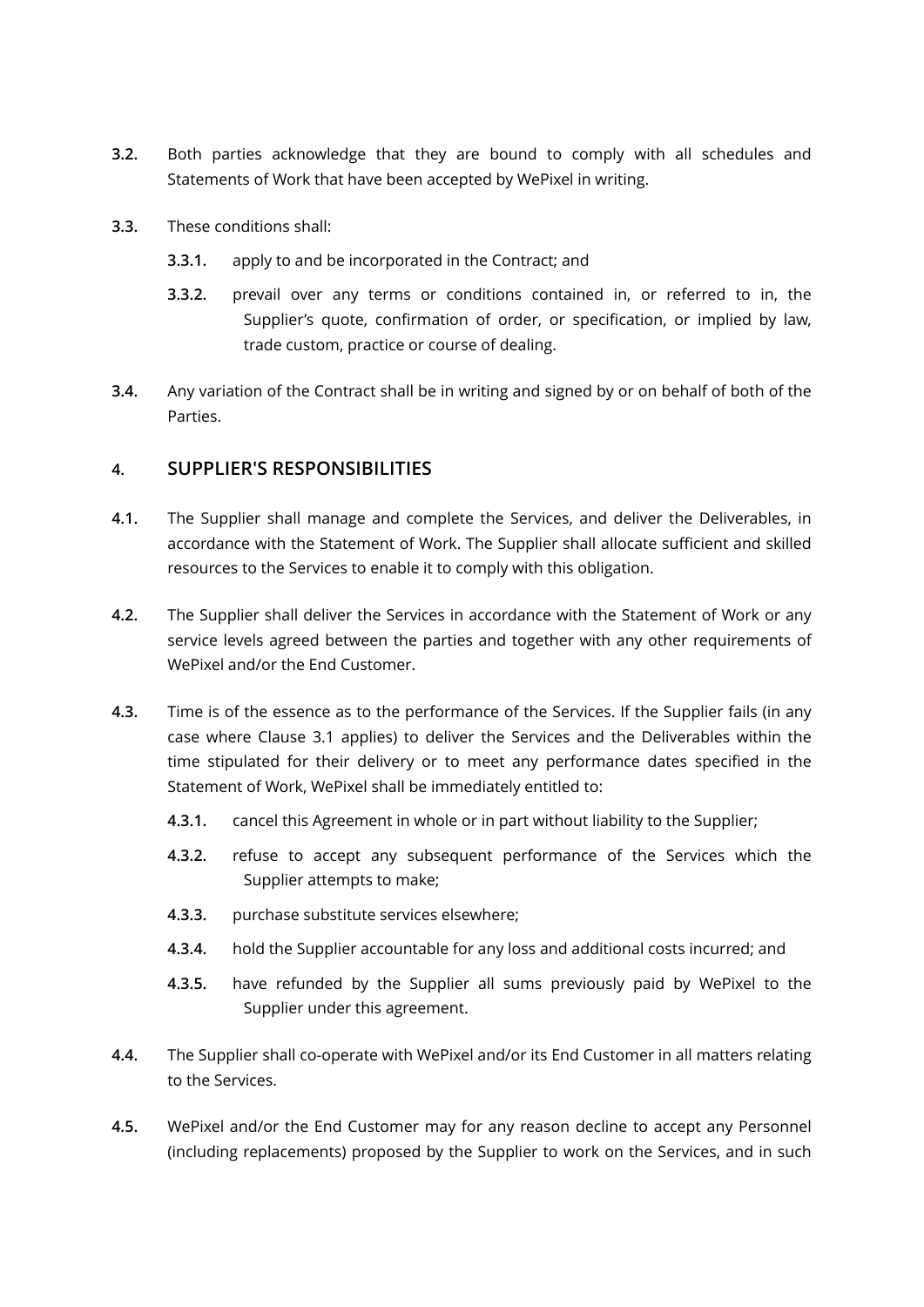**3.2.** Both parties acknowledge that they are bound to comply with all schedules and Statements of Work that have been accepted by WePixel in writing.

**3.3.** These conditions shall:

**3.3.1.** apply to and be incorporated in the Contract; and

**3.3.2.** prevail over any terms or conditions contained in, or referred to in, the Supplier's quote, confirmation of order, or specification, or implied by law, trade custom, practice or course of dealing.

**3.4.** Any variation of the Contract shall be in writing and signed by or on behalf of both of the Parties.

## 4. SUPPLIER'S RESPONSIBILITIES

**4.1.** The Supplier shall manage and complete the Services, and deliver the Deliverables, in accordance with the Statement of Work. The Supplier shall allocate sufficient and skilled resources to the Services to enable it to comply with this obligation.

**4.2.** The Supplier shall deliver the Services in accordance with the Statement of Work or any service levels agreed between the parties and together with any other requirements of WePixel and/or the End Customer.

**4.3.** Time is of the essence as to the performance of the Services. If the Supplier fails (in any case where Clause 3.1 applies) to deliver the Services and the Deliverables within the time stipulated for their delivery or to meet any performance dates specified in the Statement of Work, WePixel shall be immediately entitled to:

**4.3.1.** cancel this Agreement in whole or in part without liability to the Supplier;

**4.3.2.** refuse to accept any subsequent performance of the Services which the Supplier attempts to make;

**4.3.3.** purchase substitute services elsewhere;

**4.3.4.** hold the Supplier accountable for any loss and additional costs incurred; and

**4.3.5.** have refunded by the Supplier all sums previously paid by WePixel to the Supplier under this agreement.

**4.4.** The Supplier shall co-operate with WePixel and/or its End Customer in all matters relating to the Services.

**4.5.** WePixel and/or the End Customer may for any reason decline to accept any Personnel (including replacements) proposed by the Supplier to work on the Services, and in such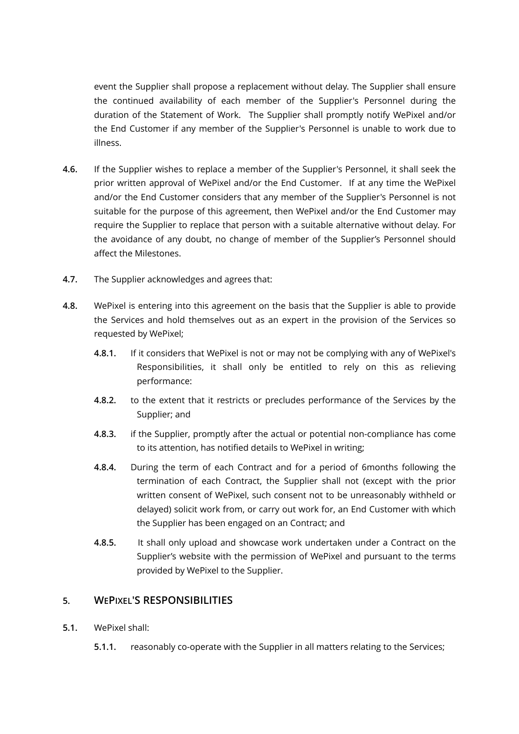event the Supplier shall propose a replacement without delay. The Supplier shall ensure the continued availability of each member of the Supplier's Personnel during the duration of the Statement of Work. The Supplier shall promptly notify WePixel and/or the End Customer if any member of the Supplier's Personnel is unable to work due to illness.

**4.6.** If the Supplier wishes to replace a member of the Supplier's Personnel, it shall seek the prior written approval of WePixel and/or the End Customer. If at any time the WePixel and/or the End Customer considers that any member of the Supplier's Personnel is not suitable for the purpose of this agreement, then WePixel and/or the End Customer may require the Supplier to replace that person with a suitable alternative without delay. For the avoidance of any doubt, no change of member of the Supplier's Personnel should affect the Milestones.

**4.7.** The Supplier acknowledges and agrees that:

**4.8.** WePixel is entering into this agreement on the basis that the Supplier is able to provide the Services and hold themselves out as an expert in the provision of the Services so requested by WePixel;

- **4.8.1.** If it considers that WePixel is not or may not be complying with any of WePixel's Responsibilities, it shall only be entitled to rely on this as relieving performance:
- **4.8.2.** to the extent that it restricts or precludes performance of the Services by the Supplier; and
- **4.8.3.** if the Supplier, promptly after the actual or potential non-compliance has come to its attention, has notified details to WePixel in writing;
- **4.8.4.** During the term of each Contract and for a period of 6months following the termination of each Contract, the Supplier shall not (except with the prior written consent of WePixel, such consent not to be unreasonably withheld or delayed) solicit work from, or carry out work for, an End Customer with which the Supplier has been engaged on an Contract; and
- **4.8.5.** It shall only upload and showcase work undertaken under a Contract on the Supplier's website with the permission of WePixel and pursuant to the terms provided by WePixel to the Supplier.

## 5. WePixel'S RESPONSIBILITIES

**5.1.** WePixel shall:

- **5.1.1.** reasonably co-operate with the Supplier in all matters relating to the Services;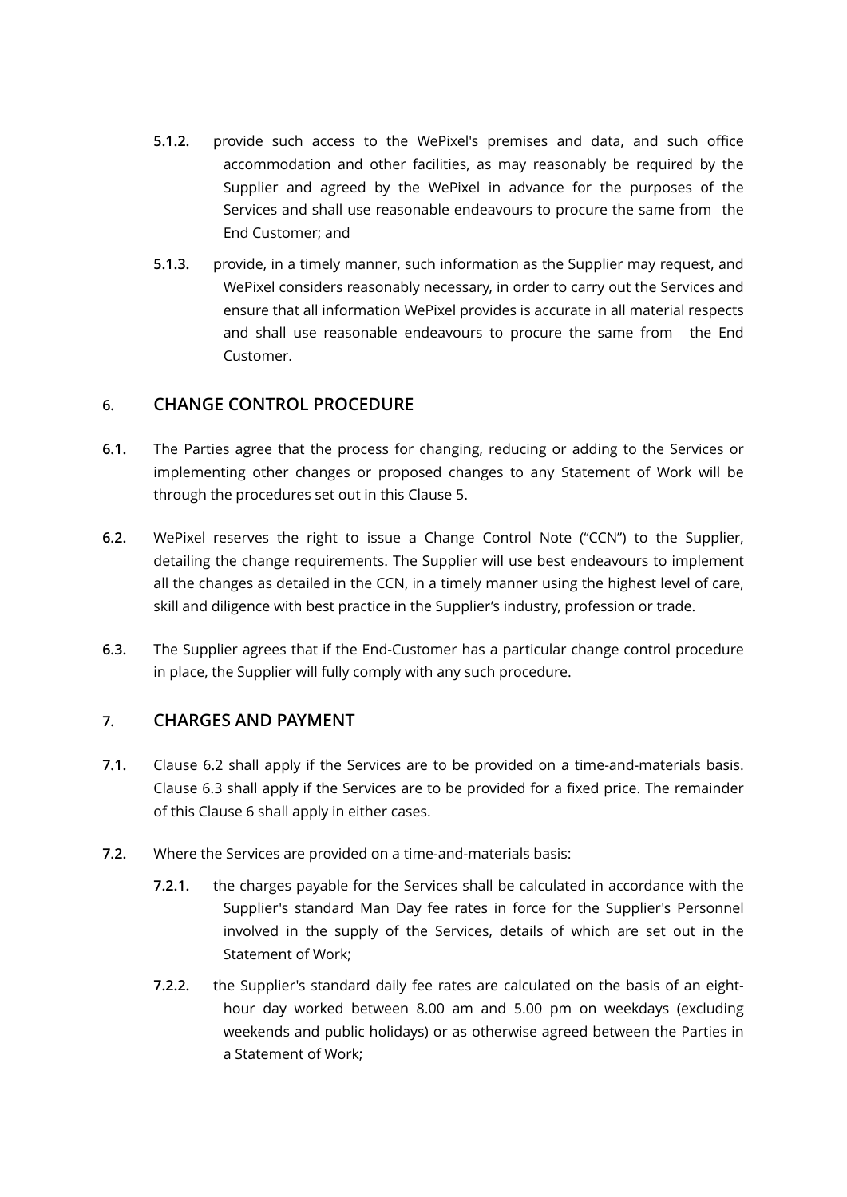**5.1.2.** provide such access to the WePixel's premises and data, and such office accommodation and other facilities, as may reasonably be required by the Supplier and agreed by the WePixel in advance for the purposes of the Services and shall use reasonable endeavours to procure the same from the End Customer; and

**5.1.3.** provide, in a timely manner, such information as the Supplier may request, and WePixel considers reasonably necessary, in order to carry out the Services and ensure that all information WePixel provides is accurate in all material respects and shall use reasonable endeavours to procure the same from the End Customer.

## 6. CHANGE CONTROL PROCEDURE

**6.1.** The Parties agree that the process for changing, reducing or adding to the Services or implementing other changes or proposed changes to any Statement of Work will be through the procedures set out in this Clause 5.

**6.2.** WePixel reserves the right to issue a Change Control Note ("CCN") to the Supplier, detailing the change requirements. The Supplier will use best endeavours to implement all the changes as detailed in the CCN, in a timely manner using the highest level of care, skill and diligence with best practice in the Supplier's industry, profession or trade.

**6.3.** The Supplier agrees that if the End-Customer has a particular change control procedure in place, the Supplier will fully comply with any such procedure.

## 7. CHARGES AND PAYMENT

**7.1.** Clause 6.2 shall apply if the Services are to be provided on a time-and-materials basis. Clause 6.3 shall apply if the Services are to be provided for a fixed price. The remainder of this Clause 6 shall apply in either cases.

**7.2.** Where the Services are provided on a time-and-materials basis:

**7.2.1.** the charges payable for the Services shall be calculated in accordance with the Supplier's standard Man Day fee rates in force for the Supplier's Personnel involved in the supply of the Services, details of which are set out in the Statement of Work;

**7.2.2.** the Supplier's standard daily fee rates are calculated on the basis of an eight-hour day worked between 8.00 am and 5.00 pm on weekdays (excluding weekends and public holidays) or as otherwise agreed between the Parties in a Statement of Work;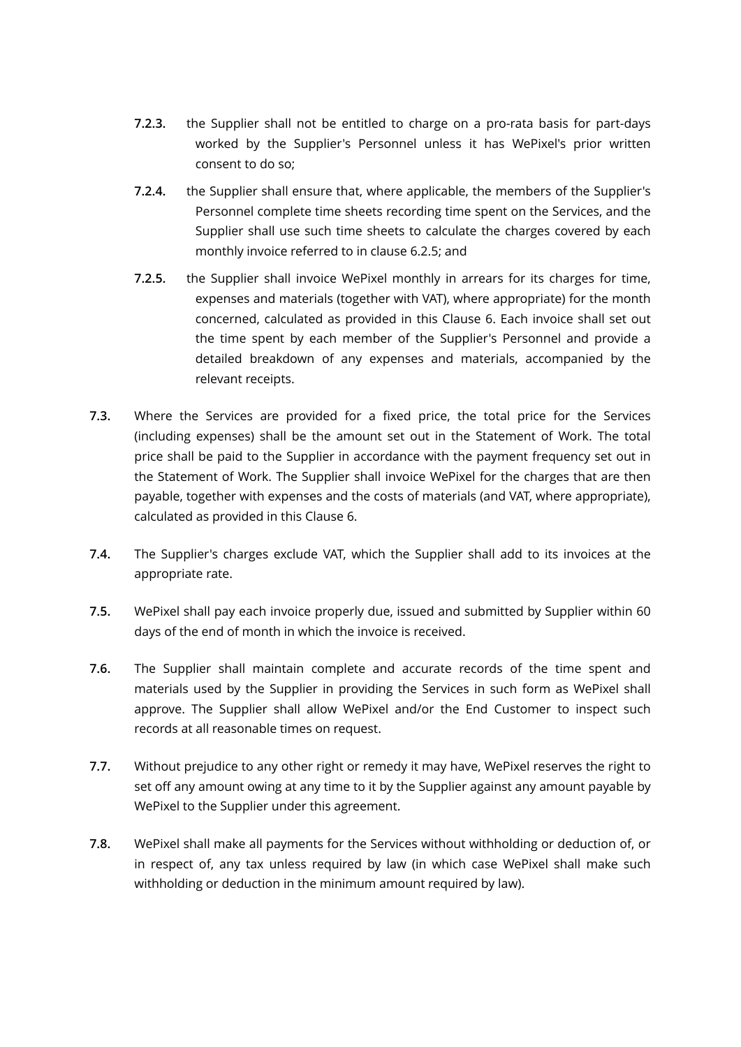**7.2.3.** the Supplier shall not be entitled to charge on a pro-rata basis for part-days worked by the Supplier's Personnel unless it has WePixel's prior written consent to do so;

**7.2.4.** the Supplier shall ensure that, where applicable, the members of the Supplier's Personnel complete time sheets recording time spent on the Services, and the Supplier shall use such time sheets to calculate the charges covered by each monthly invoice referred to in clause 6.2.5; and

**7.2.5.** the Supplier shall invoice WePixel monthly in arrears for its charges for time, expenses and materials (together with VAT), where appropriate) for the month concerned, calculated as provided in this Clause 6. Each invoice shall set out the time spent by each member of the Supplier's Personnel and provide a detailed breakdown of any expenses and materials, accompanied by the relevant receipts.

**7.3.** Where the Services are provided for a fixed price, the total price for the Services (including expenses) shall be the amount set out in the Statement of Work. The total price shall be paid to the Supplier in accordance with the payment frequency set out in the Statement of Work. The Supplier shall invoice WePixel for the charges that are then payable, together with expenses and the costs of materials (and VAT, where appropriate), calculated as provided in this Clause 6.

**7.4.** The Supplier's charges exclude VAT, which the Supplier shall add to its invoices at the appropriate rate.

**7.5.** WePixel shall pay each invoice properly due, issued and submitted by Supplier within 60 days of the end of month in which the invoice is received.

**7.6.** The Supplier shall maintain complete and accurate records of the time spent and materials used by the Supplier in providing the Services in such form as WePixel shall approve. The Supplier shall allow WePixel and/or the End Customer to inspect such records at all reasonable times on request.

**7.7.** Without prejudice to any other right or remedy it may have, WePixel reserves the right to set off any amount owing at any time to it by the Supplier against any amount payable by WePixel to the Supplier under this agreement.

**7.8.** WePixel shall make all payments for the Services without withholding or deduction of, or in respect of, any tax unless required by law (in which case WePixel shall make such withholding or deduction in the minimum amount required by law).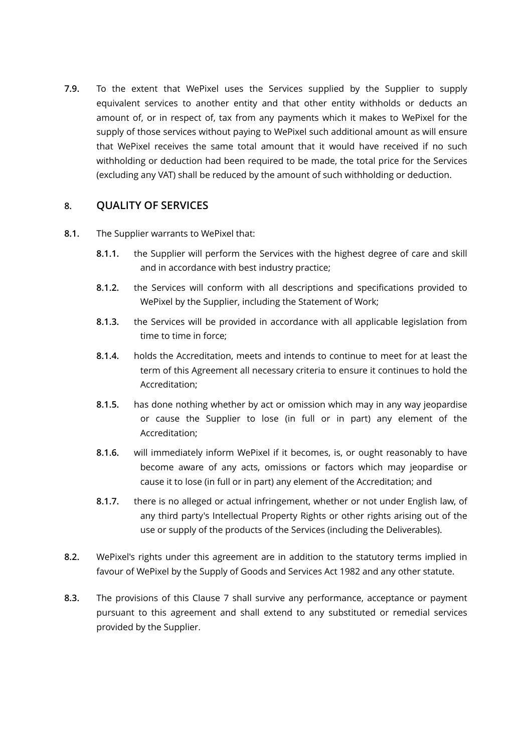**7.9.** To the extent that WePixel uses the Services supplied by the Supplier to supply equivalent services to another entity and that other entity withholds or deducts an amount of, or in respect of, tax from any payments which it makes to WePixel for the supply of those services without paying to WePixel such additional amount as will ensure that WePixel receives the same total amount that it would have received if no such withholding or deduction had been required to be made, the total price for the Services (excluding any VAT) shall be reduced by the amount of such withholding or deduction.

## 8. QUALITY OF SERVICES

**8.1.** The Supplier warrants to WePixel that:

- **8.1.1.** the Supplier will perform the Services with the highest degree of care and skill and in accordance with best industry practice;
- **8.1.2.** the Services will conform with all descriptions and specifications provided to WePixel by the Supplier, including the Statement of Work;
- **8.1.3.** the Services will be provided in accordance with all applicable legislation from time to time in force;
- **8.1.4.** holds the Accreditation, meets and intends to continue to meet for at least the term of this Agreement all necessary criteria to ensure it continues to hold the Accreditation;
- **8.1.5.** has done nothing whether by act or omission which may in any way jeopardise or cause the Supplier to lose (in full or in part) any element of the Accreditation;
- **8.1.6.** will immediately inform WePixel if it becomes, is, or ought reasonably to have become aware of any acts, omissions or factors which may jeopardise or cause it to lose (in full or in part) any element of the Accreditation; and
- **8.1.7.** there is no alleged or actual infringement, whether or not under English law, of any third party's Intellectual Property Rights or other rights arising out of the use or supply of the products of the Services (including the Deliverables).

**8.2.** WePixel's rights under this agreement are in addition to the statutory terms implied in favour of WePixel by the Supply of Goods and Services Act 1982 and any other statute.

**8.3.** The provisions of this Clause 7 shall survive any performance, acceptance or payment pursuant to this agreement and shall extend to any substituted or remedial services provided by the Supplier.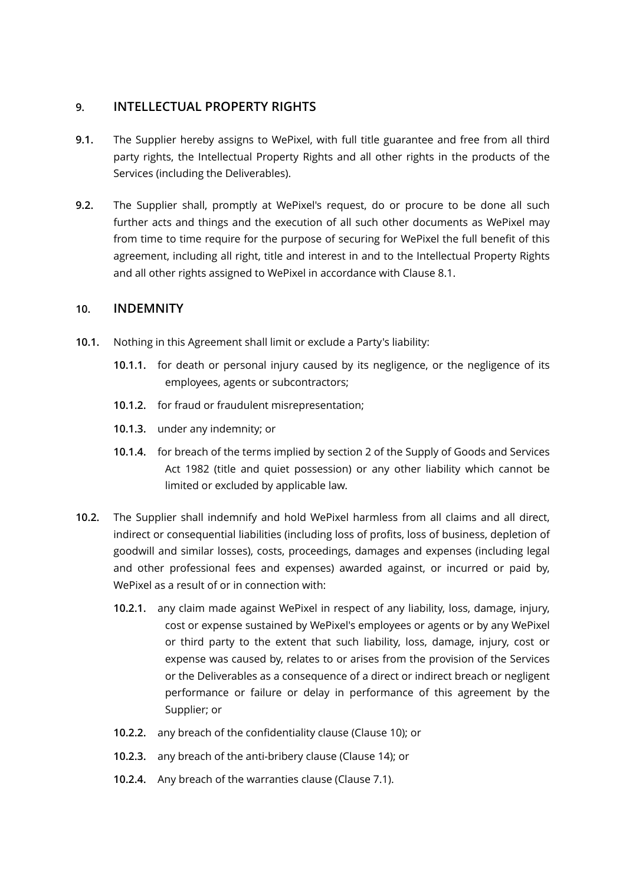## 9. INTELLECTUAL PROPERTY RIGHTS

**9.1.** The Supplier hereby assigns to WePixel, with full title guarantee and free from all third party rights, the Intellectual Property Rights and all other rights in the products of the Services (including the Deliverables).

**9.2.** The Supplier shall, promptly at WePixel's request, do or procure to be done all such further acts and things and the execution of all such other documents as WePixel may from time to time require for the purpose of securing for WePixel the full benefit of this agreement, including all right, title and interest in and to the Intellectual Property Rights and all other rights assigned to WePixel in accordance with Clause 8.1.

## 10. INDEMNITY

**10.1.** Nothing in this Agreement shall limit or exclude a Party's liability:

- **10.1.1.** for death or personal injury caused by its negligence, or the negligence of its employees, agents or subcontractors;
- **10.1.2.** for fraud or fraudulent misrepresentation;
- **10.1.3.** under any indemnity; or
- **10.1.4.** for breach of the terms implied by section 2 of the Supply of Goods and Services Act 1982 (title and quiet possession) or any other liability which cannot be limited or excluded by applicable law.

**10.2.** The Supplier shall indemnify and hold WePixel harmless from all claims and all direct, indirect or consequential liabilities (including loss of profits, loss of business, depletion of goodwill and similar losses), costs, proceedings, damages and expenses (including legal and other professional fees and expenses) awarded against, or incurred or paid by, WePixel as a result of or in connection with:

- **10.2.1.** any claim made against WePixel in respect of any liability, loss, damage, injury, cost or expense sustained by WePixel's employees or agents or by any WePixel or third party to the extent that such liability, loss, damage, injury, cost or expense was caused by, relates to or arises from the provision of the Services or the Deliverables as a consequence of a direct or indirect breach or negligent performance or failure or delay in performance of this agreement by the Supplier; or
- **10.2.2.** any breach of the confidentiality clause (Clause 10); or
- **10.2.3.** any breach of the anti-bribery clause (Clause 14); or
- **10.2.4.** Any breach of the warranties clause (Clause 7.1).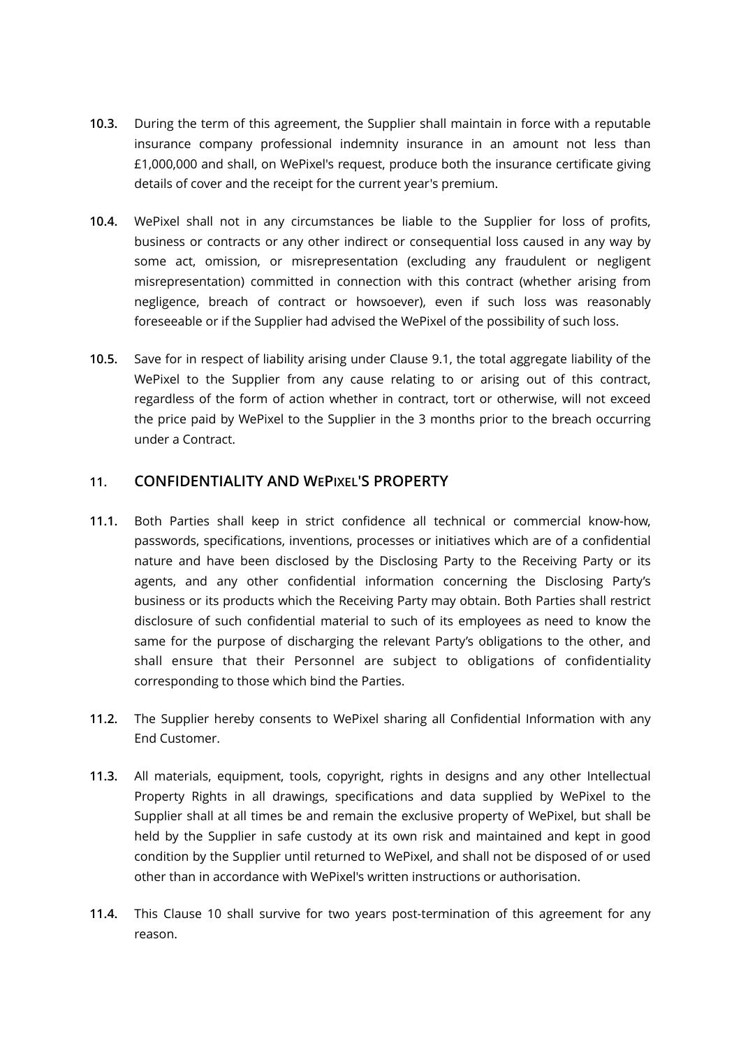**10.3.** During the term of this agreement, the Supplier shall maintain in force with a reputable insurance company professional indemnity insurance in an amount not less than £1,000,000 and shall, on WePixel's request, produce both the insurance certificate giving details of cover and the receipt for the current year's premium.

**10.4.** WePixel shall not in any circumstances be liable to the Supplier for loss of profits, business or contracts or any other indirect or consequential loss caused in any way by some act, omission, or misrepresentation (excluding any fraudulent or negligent misrepresentation) committed in connection with this contract (whether arising from negligence, breach of contract or howsoever), even if such loss was reasonably foreseeable or if the Supplier had advised the WePixel of the possibility of such loss.

**10.5.** Save for in respect of liability arising under Clause 9.1, the total aggregate liability of the WePixel to the Supplier from any cause relating to or arising out of this contract, regardless of the form of action whether in contract, tort or otherwise, will not exceed the price paid by WePixel to the Supplier in the 3 months prior to the breach occurring under a Contract.

## 11. CONFIDENTIALITY AND WEPIXEL'S PROPERTY

**11.1.** Both Parties shall keep in strict confidence all technical or commercial know-how, passwords, specifications, inventions, processes or initiatives which are of a confidential nature and have been disclosed by the Disclosing Party to the Receiving Party or its agents, and any other confidential information concerning the Disclosing Party's business or its products which the Receiving Party may obtain. Both Parties shall restrict disclosure of such confidential material to such of its employees as need to know the same for the purpose of discharging the relevant Party's obligations to the other, and shall ensure that their Personnel are subject to obligations of confidentiality corresponding to those which bind the Parties.

**11.2.** The Supplier hereby consents to WePixel sharing all Confidential Information with any End Customer.

**11.3.** All materials, equipment, tools, copyright, rights in designs and any other Intellectual Property Rights in all drawings, specifications and data supplied by WePixel to the Supplier shall at all times be and remain the exclusive property of WePixel, but shall be held by the Supplier in safe custody at its own risk and maintained and kept in good condition by the Supplier until returned to WePixel, and shall not be disposed of or used other than in accordance with WePixel's written instructions or authorisation.

**11.4.** This Clause 10 shall survive for two years post-termination of this agreement for any reason.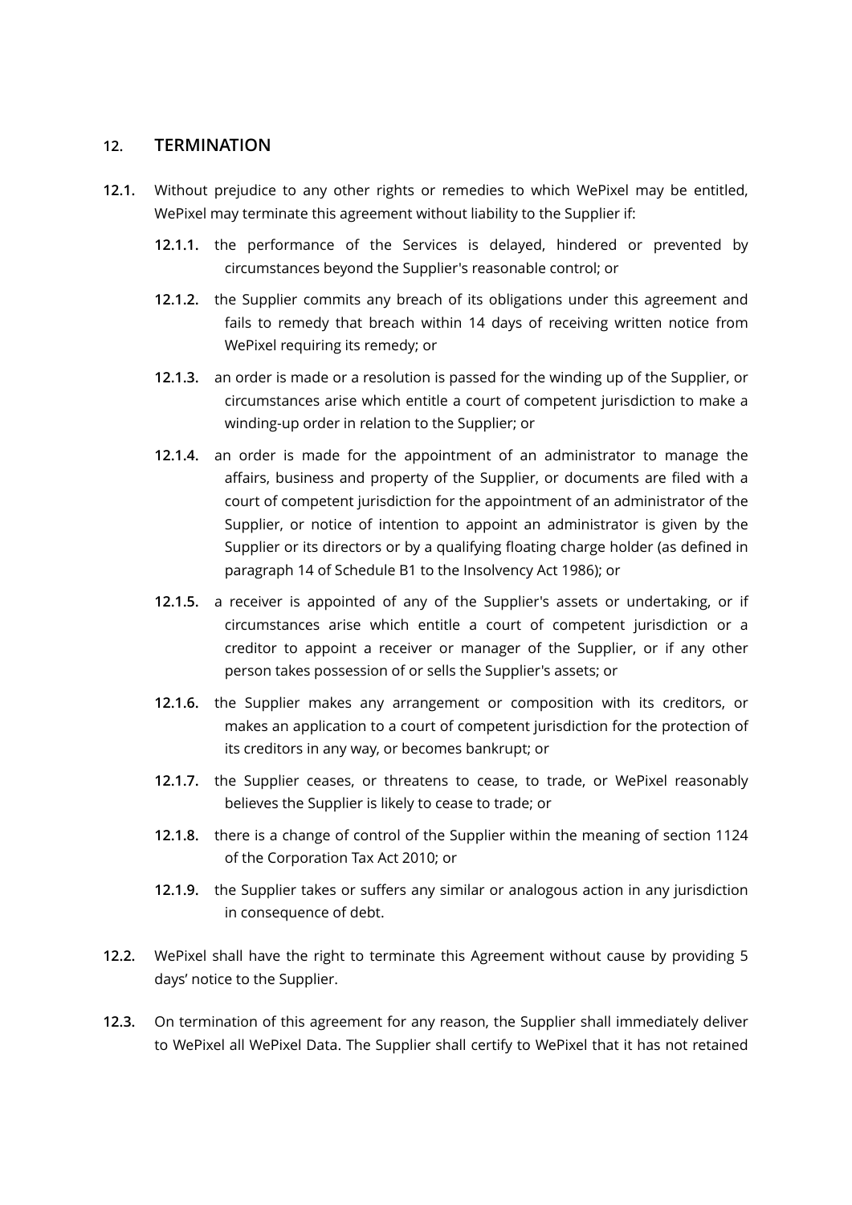## 12. TERMINATION

**12.1.** Without prejudice to any other rights or remedies to which WePixel may be entitled, WePixel may terminate this agreement without liability to the Supplier if:

- **12.1.1.** the performance of the Services is delayed, hindered or prevented by circumstances beyond the Supplier's reasonable control; or
- **12.1.2.** the Supplier commits any breach of its obligations under this agreement and fails to remedy that breach within 14 days of receiving written notice from WePixel requiring its remedy; or
- **12.1.3.** an order is made or a resolution is passed for the winding up of the Supplier, or circumstances arise which entitle a court of competent jurisdiction to make a winding-up order in relation to the Supplier; or
- **12.1.4.** an order is made for the appointment of an administrator to manage the affairs, business and property of the Supplier, or documents are filed with a court of competent jurisdiction for the appointment of an administrator of the Supplier, or notice of intention to appoint an administrator is given by the Supplier or its directors or by a qualifying floating charge holder (as defined in paragraph 14 of Schedule B1 to the Insolvency Act 1986); or
- **12.1.5.** a receiver is appointed of any of the Supplier's assets or undertaking, or if circumstances arise which entitle a court of competent jurisdiction or a creditor to appoint a receiver or manager of the Supplier, or if any other person takes possession of or sells the Supplier's assets; or
- **12.1.6.** the Supplier makes any arrangement or composition with its creditors, or makes an application to a court of competent jurisdiction for the protection of its creditors in any way, or becomes bankrupt; or
- **12.1.7.** the Supplier ceases, or threatens to cease, to trade, or WePixel reasonably believes the Supplier is likely to cease to trade; or
- **12.1.8.** there is a change of control of the Supplier within the meaning of section 1124 of the Corporation Tax Act 2010; or
- **12.1.9.** the Supplier takes or suffers any similar or analogous action in any jurisdiction in consequence of debt.

**12.2.** WePixel shall have the right to terminate this Agreement without cause by providing 5 days' notice to the Supplier.

**12.3.** On termination of this agreement for any reason, the Supplier shall immediately deliver to WePixel all WePixel Data. The Supplier shall certify to WePixel that it has not retained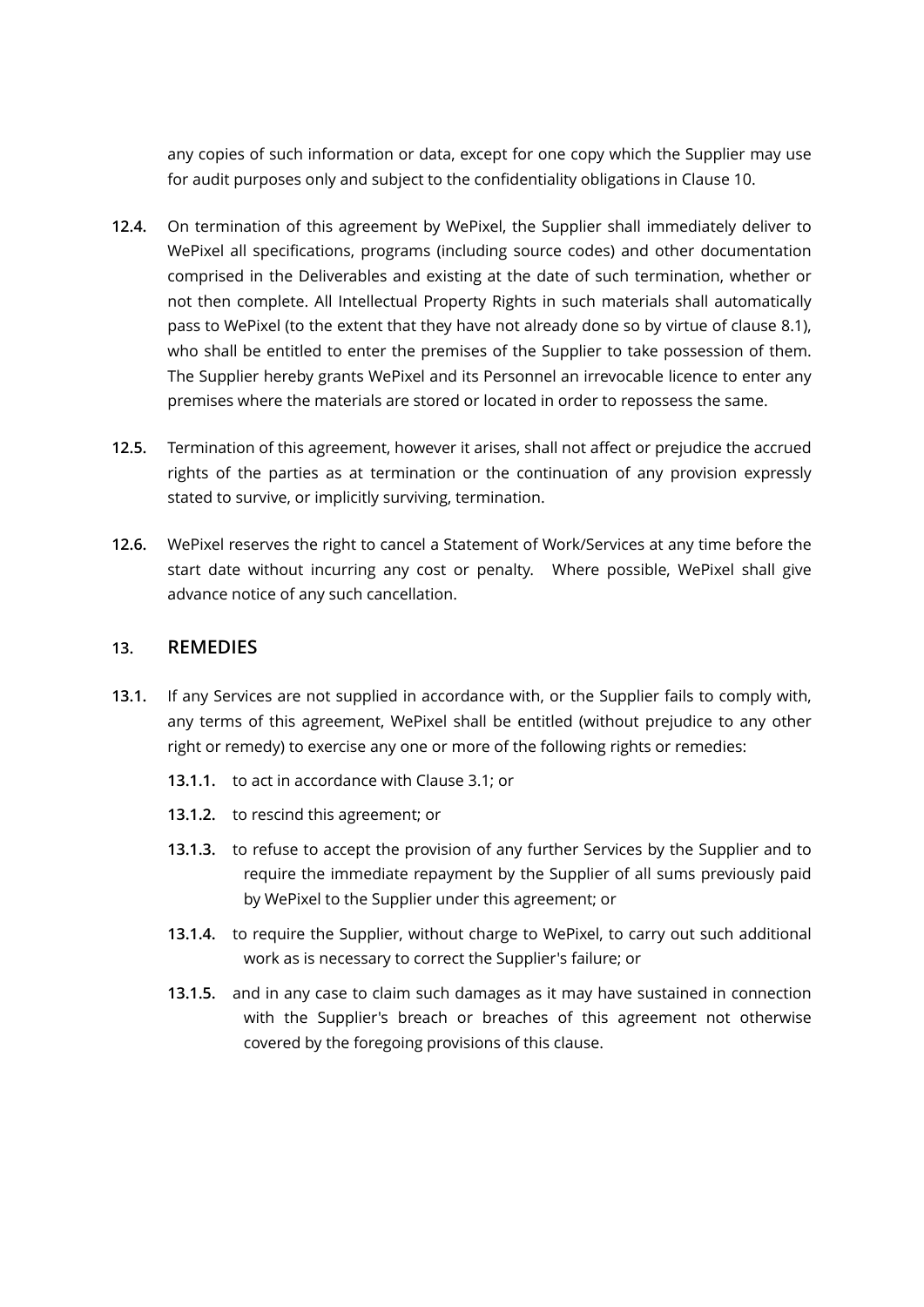any copies of such information or data, except for one copy which the Supplier may use for audit purposes only and subject to the confidentiality obligations in Clause 10.

**12.4.** On termination of this agreement by WePixel, the Supplier shall immediately deliver to WePixel all specifications, programs (including source codes) and other documentation comprised in the Deliverables and existing at the date of such termination, whether or not then complete. All Intellectual Property Rights in such materials shall automatically pass to WePixel (to the extent that they have not already done so by virtue of clause 8.1), who shall be entitled to enter the premises of the Supplier to take possession of them. The Supplier hereby grants WePixel and its Personnel an irrevocable licence to enter any premises where the materials are stored or located in order to repossess the same.

**12.5.** Termination of this agreement, however it arises, shall not affect or prejudice the accrued rights of the parties as at termination or the continuation of any provision expressly stated to survive, or implicitly surviving, termination.

**12.6.** WePixel reserves the right to cancel a Statement of Work/Services at any time before the start date without incurring any cost or penalty. Where possible, WePixel shall give advance notice of any such cancellation.

## 13. REMEDIES

**13.1.** If any Services are not supplied in accordance with, or the Supplier fails to comply with, any terms of this agreement, WePixel shall be entitled (without prejudice to any other right or remedy) to exercise any one or more of the following rights or remedies:

**13.1.1.** to act in accordance with Clause 3.1; or

**13.1.2.** to rescind this agreement; or

**13.1.3.** to refuse to accept the provision of any further Services by the Supplier and to require the immediate repayment by the Supplier of all sums previously paid by WePixel to the Supplier under this agreement; or

**13.1.4.** to require the Supplier, without charge to WePixel, to carry out such additional work as is necessary to correct the Supplier's failure; or

**13.1.5.** and in any case to claim such damages as it may have sustained in connection with the Supplier's breach or breaches of this agreement not otherwise covered by the foregoing provisions of this clause.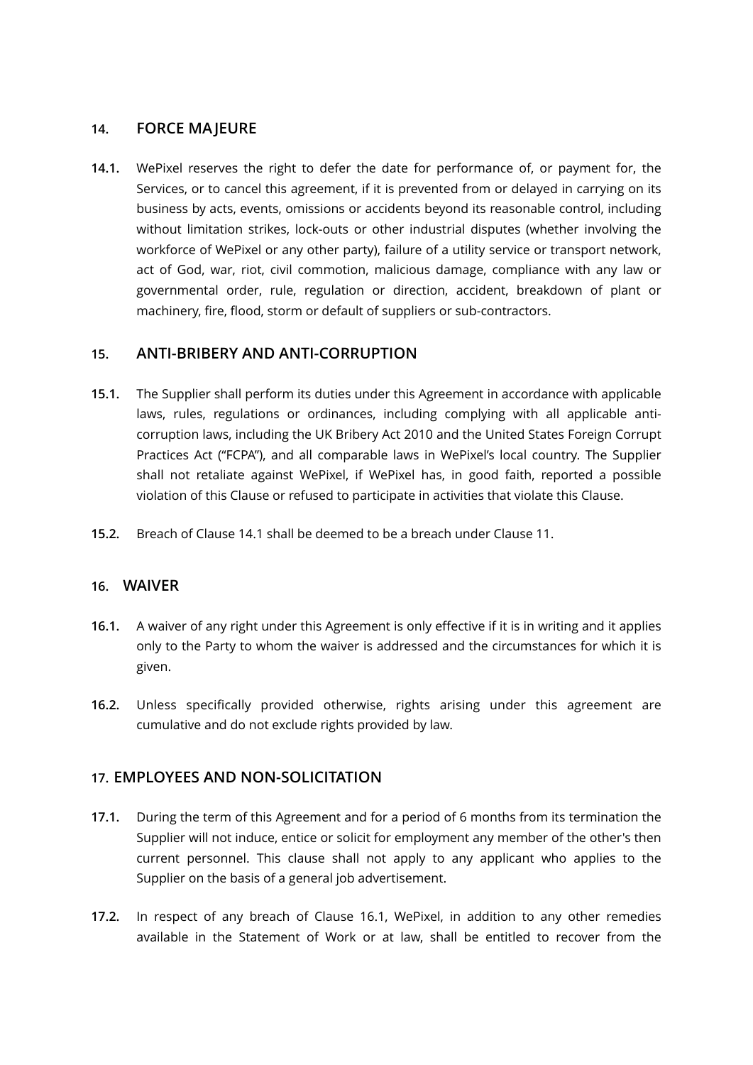## 14. FORCE MAJEURE

**14.1.** WePixel reserves the right to defer the date for performance of, or payment for, the Services, or to cancel this agreement, if it is prevented from or delayed in carrying on its business by acts, events, omissions or accidents beyond its reasonable control, including without limitation strikes, lock-outs or other industrial disputes (whether involving the workforce of WePixel or any other party), failure of a utility service or transport network, act of God, war, riot, civil commotion, malicious damage, compliance with any law or governmental order, rule, regulation or direction, accident, breakdown of plant or machinery, fire, flood, storm or default of suppliers or sub-contractors.

## 15. ANTI-BRIBERY AND ANTI-CORRUPTION

**15.1.** The Supplier shall perform its duties under this Agreement in accordance with applicable laws, rules, regulations or ordinances, including complying with all applicable anti-corruption laws, including the UK Bribery Act 2010 and the United States Foreign Corrupt Practices Act ("FCPA"), and all comparable laws in WePixel's local country. The Supplier shall not retaliate against WePixel, if WePixel has, in good faith, reported a possible violation of this Clause or refused to participate in activities that violate this Clause.

**15.2.** Breach of Clause 14.1 shall be deemed to be a breach under Clause 11.

## 16. WAIVER

**16.1.** A waiver of any right under this Agreement is only effective if it is in writing and it applies only to the Party to whom the waiver is addressed and the circumstances for which it is given.

**16.2.** Unless specifically provided otherwise, rights arising under this agreement are cumulative and do not exclude rights provided by law.

## 17. EMPLOYEES AND NON-SOLICITATION

**17.1.** During the term of this Agreement and for a period of 6 months from its termination the Supplier will not induce, entice or solicit for employment any member of the other's then current personnel. This clause shall not apply to any applicant who applies to the Supplier on the basis of a general job advertisement.

**17.2.** In respect of any breach of Clause 16.1, WePixel, in addition to any other remedies available in the Statement of Work or at law, shall be entitled to recover from the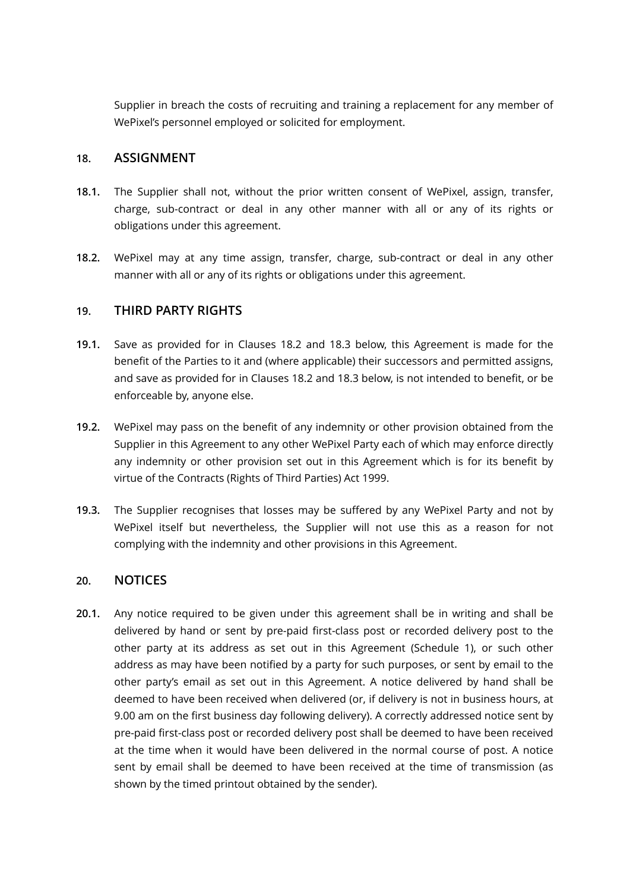Supplier in breach the costs of recruiting and training a replacement for any member of WePixel's personnel employed or solicited for employment.

## 18. ASSIGNMENT

**18.1.** The Supplier shall not, without the prior written consent of WePixel, assign, transfer, charge, sub-contract or deal in any other manner with all or any of its rights or obligations under this agreement.

**18.2.** WePixel may at any time assign, transfer, charge, sub-contract or deal in any other manner with all or any of its rights or obligations under this agreement.

## 19. THIRD PARTY RIGHTS

**19.1.** Save as provided for in Clauses 18.2 and 18.3 below, this Agreement is made for the benefit of the Parties to it and (where applicable) their successors and permitted assigns, and save as provided for in Clauses 18.2 and 18.3 below, is not intended to benefit, or be enforceable by, anyone else.

**19.2.** WePixel may pass on the benefit of any indemnity or other provision obtained from the Supplier in this Agreement to any other WePixel Party each of which may enforce directly any indemnity or other provision set out in this Agreement which is for its benefit by virtue of the Contracts (Rights of Third Parties) Act 1999.

**19.3.** The Supplier recognises that losses may be suffered by any WePixel Party and not by WePixel itself but nevertheless, the Supplier will not use this as a reason for not complying with the indemnity and other provisions in this Agreement.

## 20. NOTICES

**20.1.** Any notice required to be given under this agreement shall be in writing and shall be delivered by hand or sent by pre-paid first-class post or recorded delivery post to the other party at its address as set out in this Agreement (Schedule 1), or such other address as may have been notified by a party for such purposes, or sent by email to the other party's email as set out in this Agreement. A notice delivered by hand shall be deemed to have been received when delivered (or, if delivery is not in business hours, at 9.00 am on the first business day following delivery). A correctly addressed notice sent by pre-paid first-class post or recorded delivery post shall be deemed to have been received at the time when it would have been delivered in the normal course of post. A notice sent by email shall be deemed to have been received at the time of transmission (as shown by the timed printout obtained by the sender).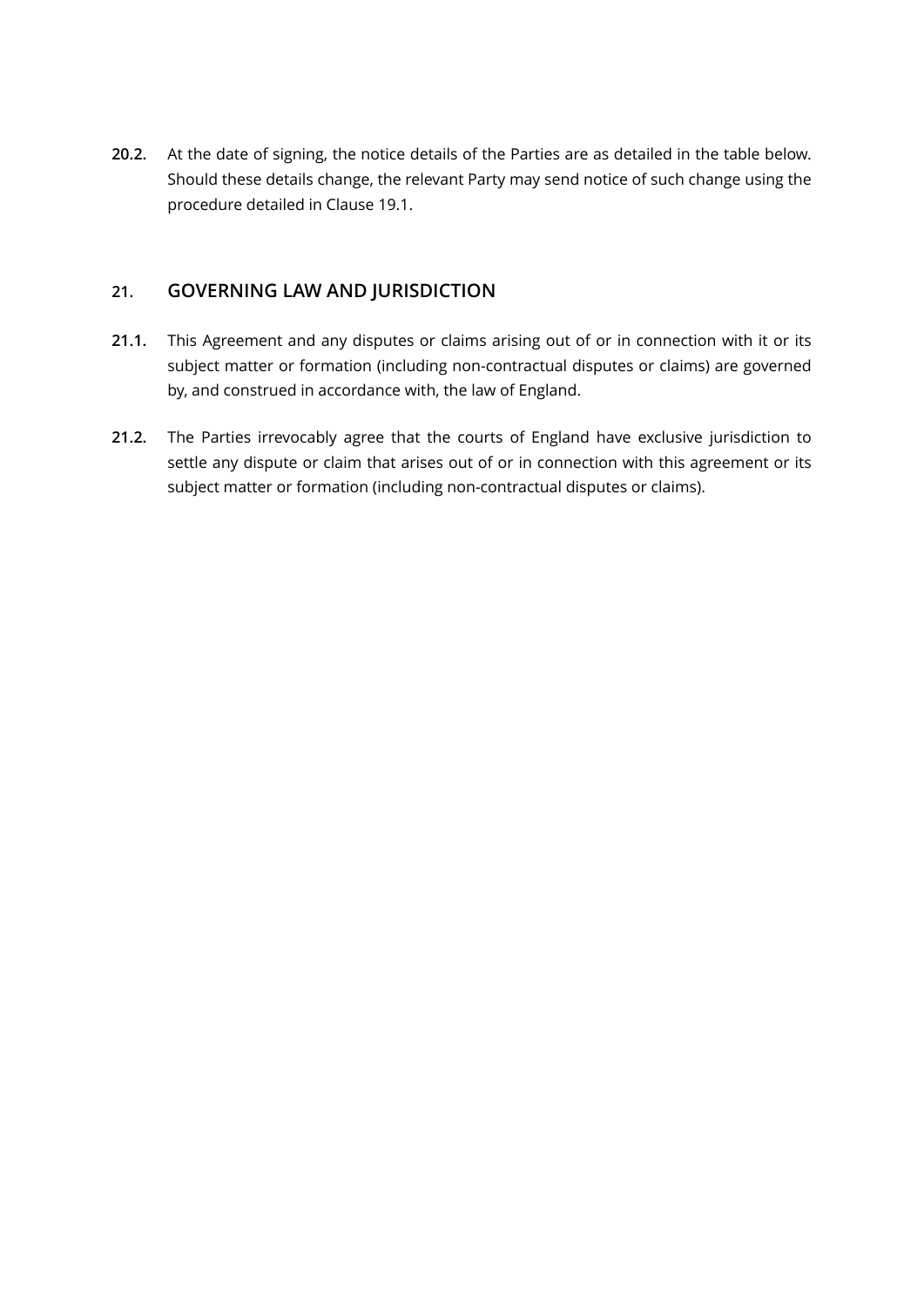**20.2.** At the date of signing, the notice details of the Parties are as detailed in the table below. Should these details change, the relevant Party may send notice of such change using the procedure detailed in Clause 19.1.

## 21. GOVERNING LAW AND JURISDICTION

**21.1.** This Agreement and any disputes or claims arising out of or in connection with it or its subject matter or formation (including non-contractual disputes or claims) are governed by, and construed in accordance with, the law of England.

**21.2.** The Parties irrevocably agree that the courts of England have exclusive jurisdiction to settle any dispute or claim that arises out of or in connection with this agreement or its subject matter or formation (including non-contractual disputes or claims).